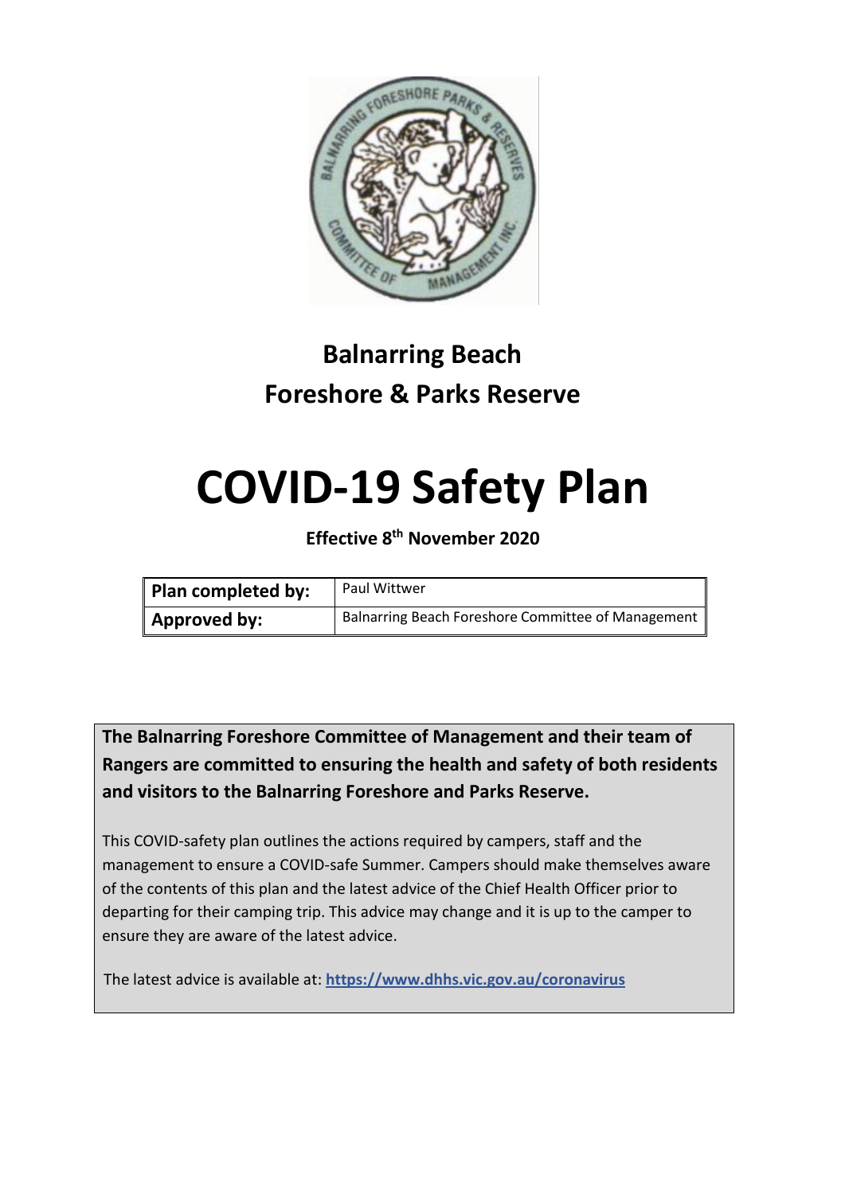# Balnarring Beach
# Foreshore & Parks Reserve

# COVID-19 Safety Plan

**Effective 8th November 2020**

| Plan completed by: | Paul Wittwer |
| --- | --- |
| **Approved by:** | Balnarring Beach Foreshore Committee of Management |

**The Balnarring Foreshore Committee of Management and their team of Rangers are committed to ensuring the health and safety of both residents and visitors to the Balnarring Foreshore and Parks Reserve.**

This COVID-safety plan outlines the actions required by campers, staff and the management to ensure a COVID-safe Summer. Campers should make themselves aware of the contents of this plan and the latest advice of the Chief Health Officer prior to departing for their camping trip. This advice may change and it is up to the camper to ensure they are aware of the latest advice.

The latest advice is available at: **https://www.dhhs.vic.gov.au/coronavirus**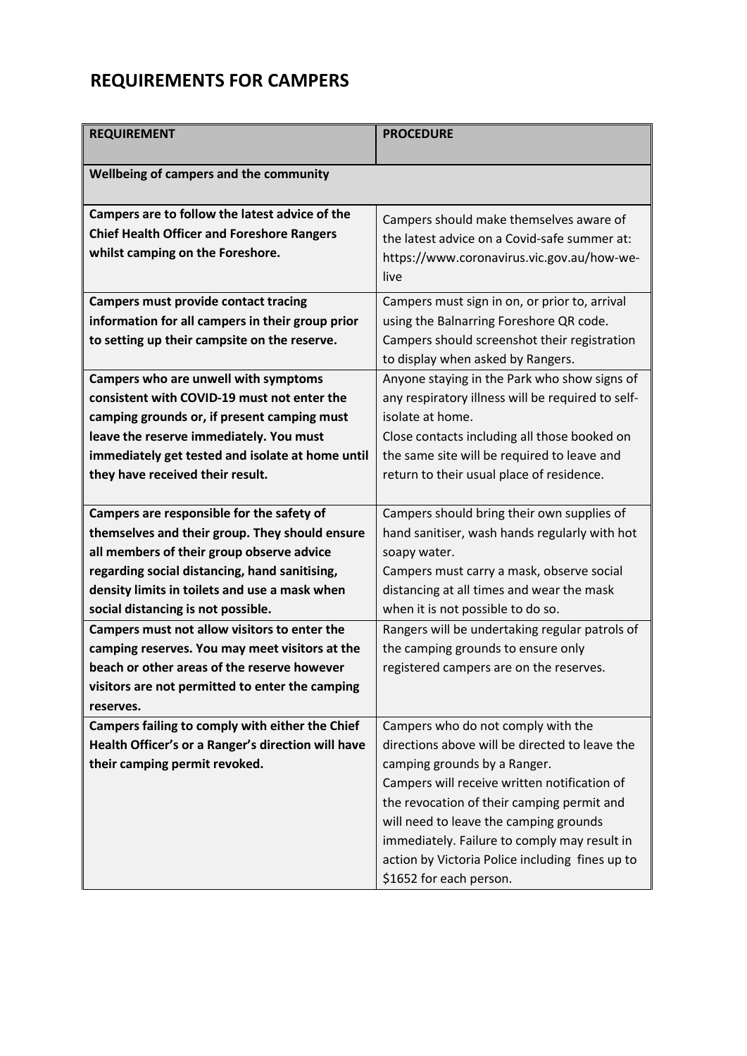## REQUIREMENTS FOR CAMPERS

| REQUIREMENT | PROCEDURE |
|---|---|
| **Wellbeing of campers and the community** | |
| **Campers are to follow the latest advice of the Chief Health Officer and Foreshore Rangers whilst camping on the Foreshore.** | Campers should make themselves aware of the latest advice on a Covid-safe summer at: https://www.coronavirus.vic.gov.au/how-we-live |
| **Campers must provide contact tracing information for all campers in their group prior to setting up their campsite on the reserve.** | Campers must sign in on, or prior to, arrival using the Balnarring Foreshore QR code. Campers should screenshot their registration to display when asked by Rangers. |
| **Campers who are unwell with symptoms consistent with COVID-19 must not enter the camping grounds or, if present camping must leave the reserve immediately. You must immediately get tested and isolate at home until they have received their result.** | Anyone staying in the Park who show signs of any respiratory illness will be required to self-isolate at home.<br>Close contacts including all those booked on the same site will be required to leave and return to their usual place of residence. |
| **Campers are responsible for the safety of themselves and their group. They should ensure all members of their group observe advice regarding social distancing, hand sanitising, density limits in toilets and use a mask when social distancing is not possible.** | Campers should bring their own supplies of hand sanitiser, wash hands regularly with hot soapy water.<br>Campers must carry a mask, observe social distancing at all times and wear the mask when it is not possible to do so. |
| **Campers must not allow visitors to enter the camping reserves. You may meet visitors at the beach or other areas of the reserve however visitors are not permitted to enter the camping reserves.** | Rangers will be undertaking regular patrols of the camping grounds to ensure only registered campers are on the reserves. |
| **Campers failing to comply with either the Chief Health Officer's or a Ranger's direction will have their camping permit revoked.** | Campers who do not comply with the directions above will be directed to leave the camping grounds by a Ranger.<br>Campers will receive written notification of the revocation of their camping permit and will need to leave the camping grounds immediately. Failure to comply may result in action by Victoria Police including fines up to $1652 for each person. |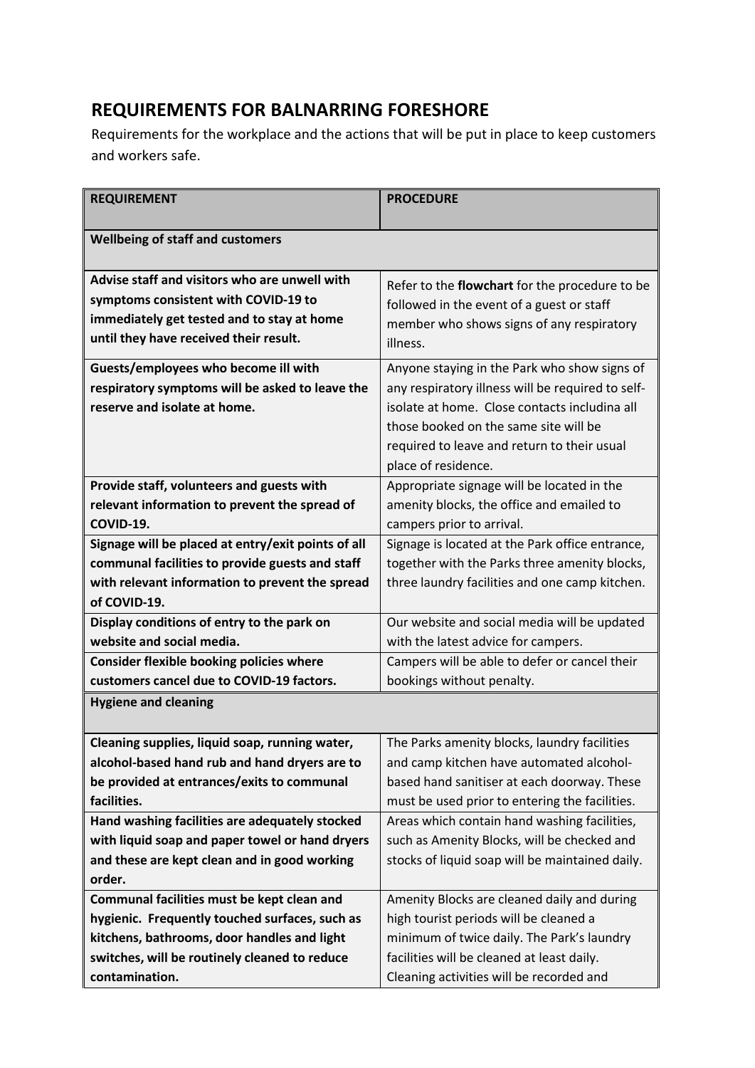## REQUIREMENTS FOR BALNARRING FORESHORE

Requirements for the workplace and the actions that will be put in place to keep customers and workers safe.

| **REQUIREMENT** | **PROCEDURE** |
|---|---|
| **Wellbeing of staff and customers** | |
| **Advise staff and visitors who are unwell with symptoms consistent with COVID-19 to immediately get tested and to stay at home until they have received their result.** | Refer to the **flowchart** for the procedure to be followed in the event of a guest or staff member who shows signs of any respiratory illness. |
| **Guests/employees who become ill with respiratory symptoms will be asked to leave the reserve and isolate at home.** | Anyone staying in the Park who show signs of any respiratory illness will be required to self-isolate at home. Close contacts includina all those booked on the same site will be required to leave and return to their usual place of residence. |
| **Provide staff, volunteers and guests with relevant information to prevent the spread of COVID-19.** | Appropriate signage will be located in the amenity blocks, the office and emailed to campers prior to arrival. |
| **Signage will be placed at entry/exit points of all communal facilities to provide guests and staff with relevant information to prevent the spread of COVID-19.** | Signage is located at the Park office entrance, together with the Parks three amenity blocks, three laundry facilities and one camp kitchen. |
| **Display conditions of entry to the park on website and social media.** | Our website and social media will be updated with the latest advice for campers. |
| **Consider flexible booking policies where customers cancel due to COVID-19 factors.** | Campers will be able to defer or cancel their bookings without penalty. |
| **Hygiene and cleaning** | |
| **Cleaning supplies, liquid soap, running water, alcohol-based hand rub and hand dryers are to be provided at entrances/exits to communal facilities.** | The Parks amenity blocks, laundry facilities and camp kitchen have automated alcohol-based hand sanitiser at each doorway. These must be used prior to entering the facilities. |
| **Hand washing facilities are adequately stocked with liquid soap and paper towel or hand dryers and these are kept clean and in good working order.** | Areas which contain hand washing facilities, such as Amenity Blocks, will be checked and stocks of liquid soap will be maintained daily. |
| **Communal facilities must be kept clean and hygienic. Frequently touched surfaces, such as kitchens, bathrooms, door handles and light switches, will be routinely cleaned to reduce contamination.** | Amenity Blocks are cleaned daily and during high tourist periods will be cleaned a minimum of twice daily. The Park's laundry facilities will be cleaned at least daily. Cleaning activities will be recorded and |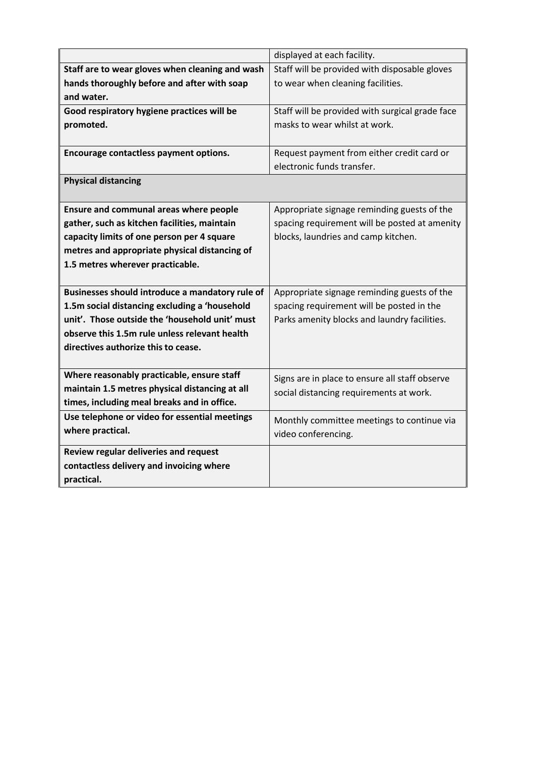| | |
|---|---|
| | displayed at each facility. |
| **Staff are to wear gloves when cleaning and wash hands thoroughly before and after with soap and water.** | Staff will be provided with disposable gloves to wear when cleaning facilities. |
| **Good respiratory hygiene practices will be promoted.** | Staff will be provided with surgical grade face masks to wear whilst at work. |
| **Encourage contactless payment options.** | Request payment from either credit card or electronic funds transfer. |
| **Physical distancing** | |
| **Ensure and communal areas where people gather, such as kitchen facilities, maintain capacity limits of one person per 4 square metres and appropriate physical distancing of 1.5 metres wherever practicable.** | Appropriate signage reminding guests of the spacing requirement will be posted at amenity blocks, laundries and camp kitchen. |
| **Businesses should introduce a mandatory rule of 1.5m social distancing excluding a 'household unit'. Those outside the 'household unit' must observe this 1.5m rule unless relevant health directives authorize this to cease.** | Appropriate signage reminding guests of the spacing requirement will be posted in the Parks amenity blocks and laundry facilities. |
| **Where reasonably practicable, ensure staff maintain 1.5 metres physical distancing at all times, including meal breaks and in office.** | Signs are in place to ensure all staff observe social distancing requirements at work. |
| **Use telephone or video for essential meetings where practical.** | Monthly committee meetings to continue via video conferencing. |
| **Review regular deliveries and request contactless delivery and invoicing where practical.** | |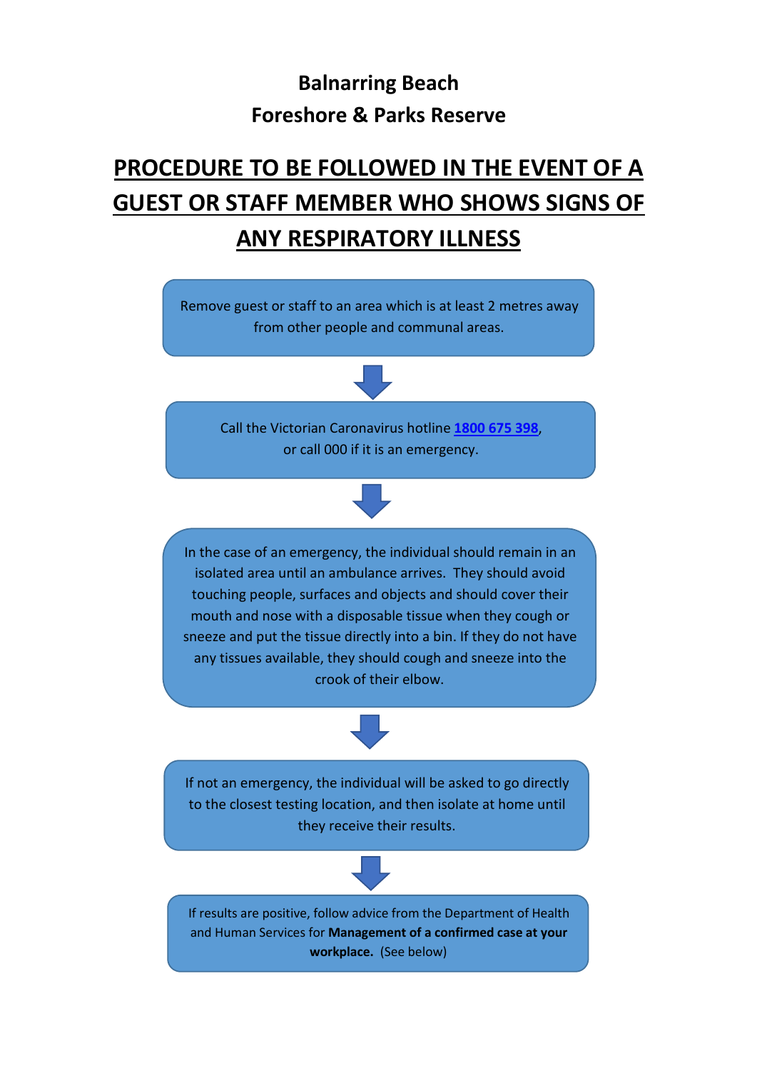**Balnarring Beach**
**Foreshore & Parks Reserve**

# PROCEDURE TO BE FOLLOWED IN THE EVENT OF A GUEST OR STAFF MEMBER WHO SHOWS SIGNS OF ANY RESPIRATORY ILLNESS

Remove guest or staff to an area which is at least 2 metres away from other people and communal areas.

↓

Call the Victorian Caronavirus hotline [1800 675 398](tel:1800675398), or call 000 if it is an emergency.

↓

In the case of an emergency, the individual should remain in an isolated area until an ambulance arrives. They should avoid touching people, surfaces and objects and should cover their mouth and nose with a disposable tissue when they cough or sneeze and put the tissue directly into a bin. If they do not have any tissues available, they should cough and sneeze into the crook of their elbow.

↓

If not an emergency, the individual will be asked to go directly to the closest testing location, and then isolate at home until they receive their results.

↓

If results are positive, follow advice from the Department of Health and Human Services for **Management of a confirmed case at your workplace.** (See below)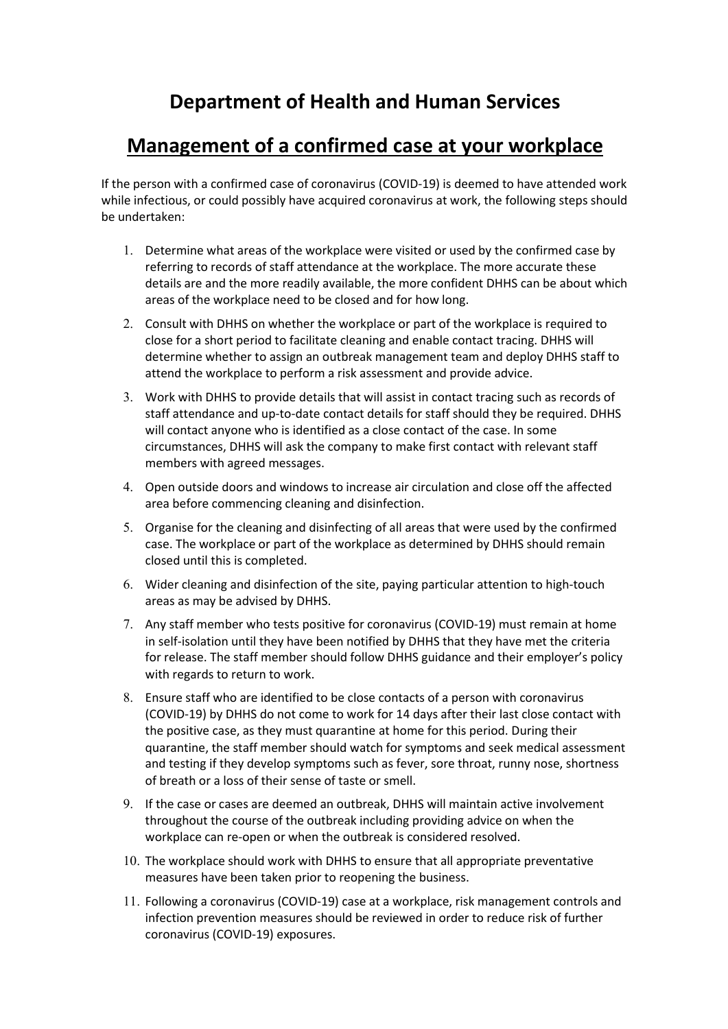# Department of Health and Human Services

## Management of a confirmed case at your workplace

If the person with a confirmed case of coronavirus (COVID-19) is deemed to have attended work while infectious, or could possibly have acquired coronavirus at work, the following steps should be undertaken:

1. Determine what areas of the workplace were visited or used by the confirmed case by referring to records of staff attendance at the workplace. The more accurate these details are and the more readily available, the more confident DHHS can be about which areas of the workplace need to be closed and for how long.
2. Consult with DHHS on whether the workplace or part of the workplace is required to close for a short period to facilitate cleaning and enable contact tracing. DHHS will determine whether to assign an outbreak management team and deploy DHHS staff to attend the workplace to perform a risk assessment and provide advice.
3. Work with DHHS to provide details that will assist in contact tracing such as records of staff attendance and up-to-date contact details for staff should they be required. DHHS will contact anyone who is identified as a close contact of the case. In some circumstances, DHHS will ask the company to make first contact with relevant staff members with agreed messages.
4. Open outside doors and windows to increase air circulation and close off the affected area before commencing cleaning and disinfection.
5. Organise for the cleaning and disinfecting of all areas that were used by the confirmed case. The workplace or part of the workplace as determined by DHHS should remain closed until this is completed.
6. Wider cleaning and disinfection of the site, paying particular attention to high-touch areas as may be advised by DHHS.
7. Any staff member who tests positive for coronavirus (COVID-19) must remain at home in self-isolation until they have been notified by DHHS that they have met the criteria for release. The staff member should follow DHHS guidance and their employer's policy with regards to return to work.
8. Ensure staff who are identified to be close contacts of a person with coronavirus (COVID-19) by DHHS do not come to work for 14 days after their last close contact with the positive case, as they must quarantine at home for this period. During their quarantine, the staff member should watch for symptoms and seek medical assessment and testing if they develop symptoms such as fever, sore throat, runny nose, shortness of breath or a loss of their sense of taste or smell.
9. If the case or cases are deemed an outbreak, DHHS will maintain active involvement throughout the course of the outbreak including providing advice on when the workplace can re-open or when the outbreak is considered resolved.
10. The workplace should work with DHHS to ensure that all appropriate preventative measures have been taken prior to reopening the business.
11. Following a coronavirus (COVID-19) case at a workplace, risk management controls and infection prevention measures should be reviewed in order to reduce risk of further coronavirus (COVID-19) exposures.